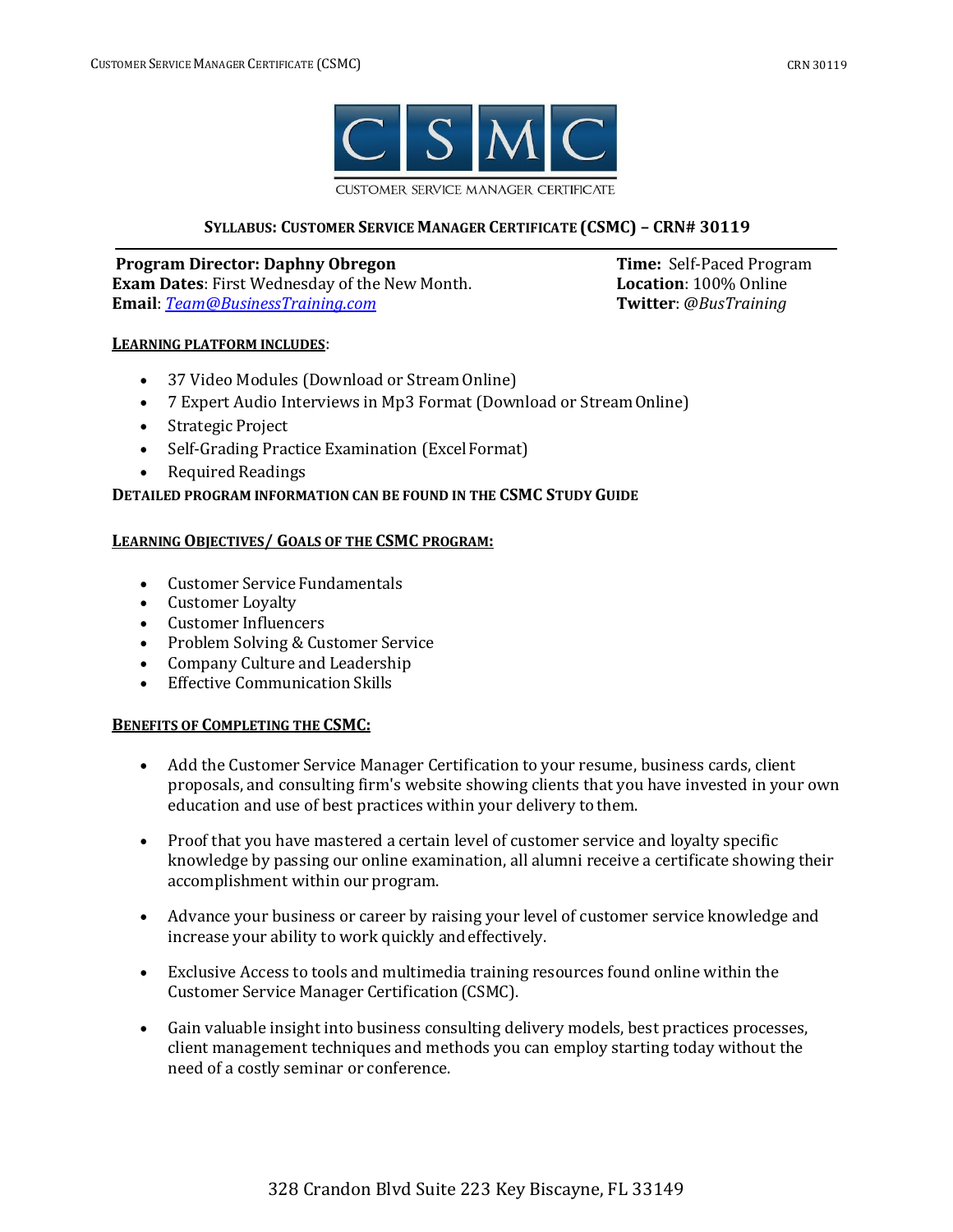# Syllabus: Customer Service Manager Certificate (CSMC) – CRN# 30119

**Program Director: Daphny Obregon**
**Exam Dates**: First Wednesday of the New Month.
**Email**: *Team@BusinessTraining.com*

**Time:** Self-Paced Program
**Location**: 100% Online
**Twitter**: *@BusTraining*

## Learning Platform Includes:

- 37 Video Modules (Download or Stream Online)
- 7 Expert Audio Interviews in Mp3 Format (Download or Stream Online)
- Strategic Project
- Self-Grading Practice Examination (Excel Format)
- Required Readings

**DETAILED PROGRAM INFORMATION CAN BE FOUND IN THE CSMC STUDY GUIDE**

## Learning Objectives/ Goals of the CSMC Program:

- Customer Service Fundamentals
- Customer Loyalty
- Customer Influencers
- Problem Solving & Customer Service
- Company Culture and Leadership
- Effective Communication Skills

## Benefits of Completing the CSMC:

- Add the Customer Service Manager Certification to your resume, business cards, client proposals, and consulting firm's website showing clients that you have invested in your own education and use of best practices within your delivery to them.

- Proof that you have mastered a certain level of customer service and loyalty specific knowledge by passing our online examination, all alumni receive a certificate showing their accomplishment within our program.

- Advance your business or career by raising your level of customer service knowledge and increase your ability to work quickly and effectively.

- Exclusive Access to tools and multimedia training resources found online within the Customer Service Manager Certification (CSMC).

- Gain valuable insight into business consulting delivery models, best practices processes, client management techniques and methods you can employ starting today without the need of a costly seminar or conference.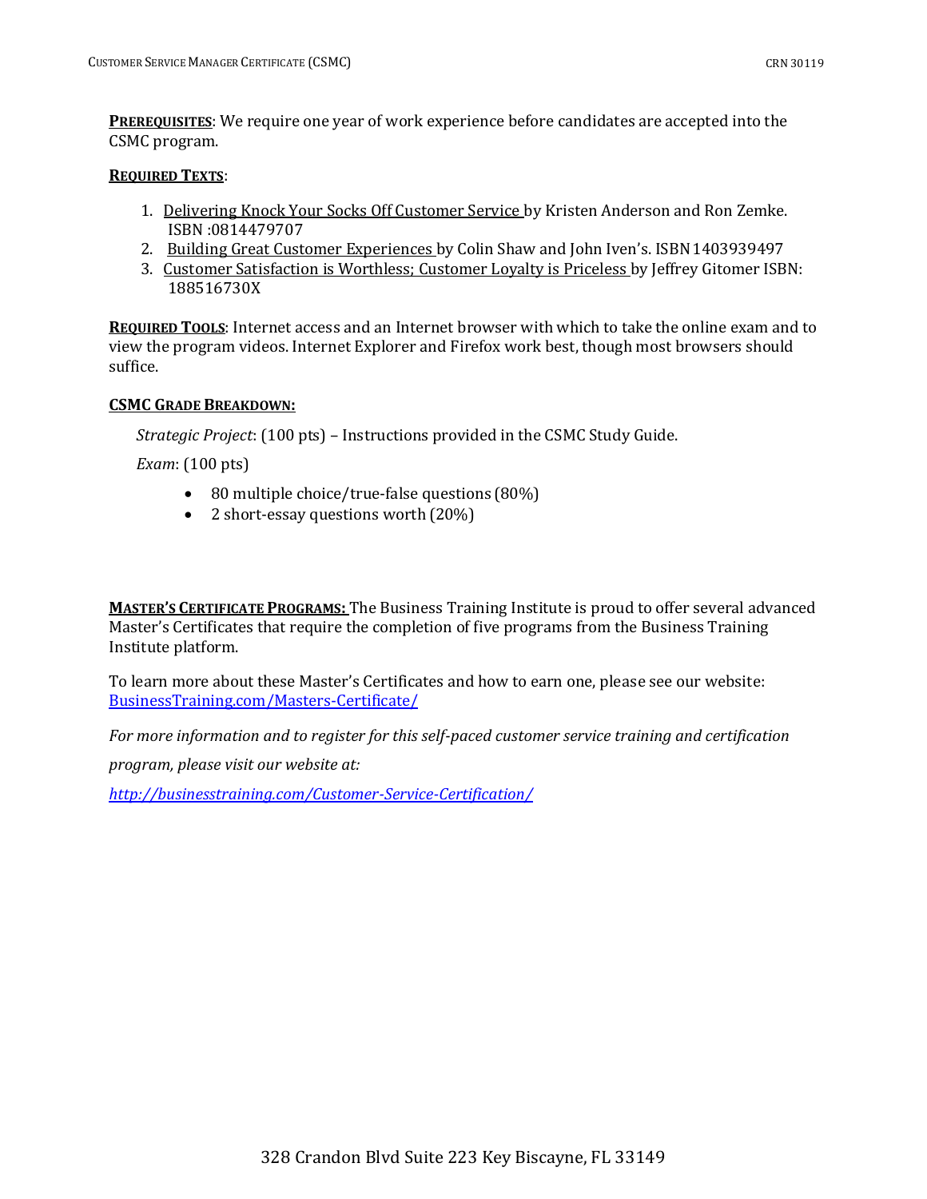**PREREQUISITES**: We require one year of work experience before candidates are accepted into the CSMC program.

**REQUIRED TEXTS**:

1. Delivering Knock Your Socks Off Customer Service by Kristen Anderson and Ron Zemke. ISBN :0814479707
2. Building Great Customer Experiences by Colin Shaw and John Iven's. ISBN 1403939497
3. Customer Satisfaction is Worthless; Customer Loyalty is Priceless by Jeffrey Gitomer ISBN: 188516730X

**REQUIRED TOOLS**: Internet access and an Internet browser with which to take the online exam and to view the program videos. Internet Explorer and Firefox work best, though most browsers should suffice.

**CSMC GRADE BREAKDOWN:**

*Strategic Project*: (100 pts) – Instructions provided in the CSMC Study Guide.

*Exam*: (100 pts)

- 80 multiple choice/true-false questions (80%)
- 2 short-essay questions worth (20%)

**MASTER'S CERTIFICATE PROGRAMS:** The Business Training Institute is proud to offer several advanced Master's Certificates that require the completion of five programs from the Business Training Institute platform.

To learn more about these Master's Certificates and how to earn one, please see our website: BusinessTraining.com/Masters-Certificate/

*For more information and to register for this self-paced customer service training and certification program, please visit our website at:*

*http://businesstraining.com/Customer-Service-Certification/*

328 Crandon Blvd Suite 223 Key Biscayne, FL 33149